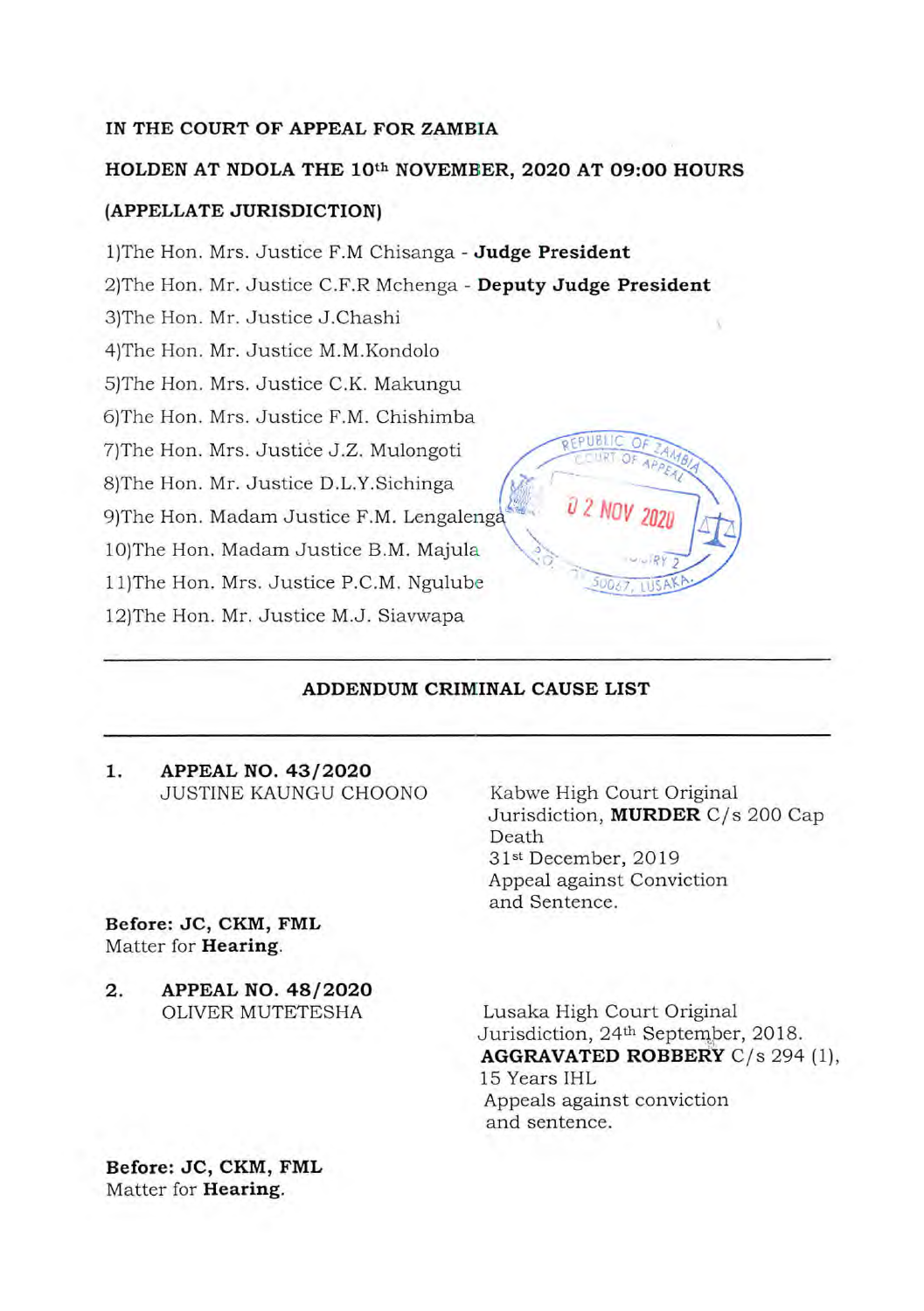**IN THE COURT OF APPEAL FOR ZAMBIA**

**HOLDEN AT NDOLA THE 10th NOVEMBER, 2020 AT 09:00 HOURS**

**(APPELLATE JURISDICTION)**

1)The Hon. Mrs. Justice F.M Chisanga - **Judge President**
2)The Hon. Mr. Justice C.F.R Mchenga - **Deputy Judge President**
3)The Hon. Mr. Justice J.Chashi
4)The Hon. Mr. Justice M.M.Kondolo
5)The Hon. Mrs. Justice C.K. Makungu
6)The Hon. Mrs. Justice F.M. Chishimba
7)The Hon. Mrs. Justice J.Z. Mulongoti
8)The Hon. Mr. Justice D.L.Y.Sichinga
9)The Hon. Madam Justice F.M. Lengalenga
10)The Hon. Madam Justice B.M. Majula
11)The Hon. Mrs. Justice P.C.M. Ngulube
12)The Hon. Mr. Justice M.J. Siavwapa

REPUBLIC OF ZAMBIA COURT OF APPEAL 02 NOV 2020 REGISTRY 2 50067, LUSAKA

---

## ADDENDUM CRIMINAL CAUSE LIST

---

**1. APPEAL NO. 43/2020**
JUSTINE KAUNGU CHOONO

Kabwe High Court Original Jurisdiction, **MURDER** C/s 200 Cap Death
31st December, 2019
Appeal against Conviction and Sentence.

**Before: JC, CKM, FML**
Matter for **Hearing**.

**2. APPEAL NO. 48/2020**
OLIVER MUTETESHA

Lusaka High Court Original Jurisdiction, 24th September, 2018.
**AGGRAVATED ROBBERY** C/s 294 (1), 15 Years IHL
Appeals against conviction and sentence.

**Before: JC, CKM, FML**
Matter for **Hearing**.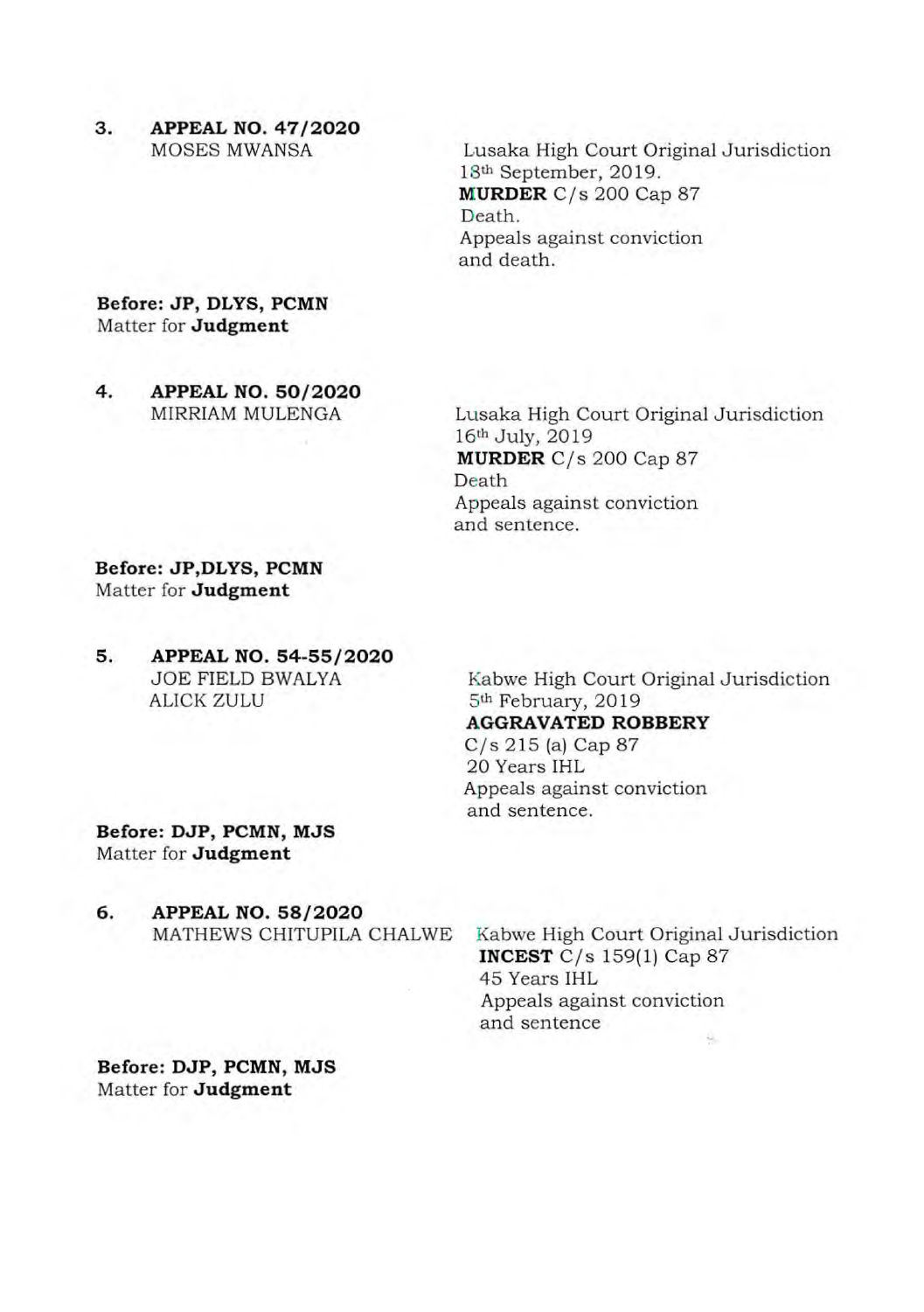3. **APPEAL NO. 47/2020**
   MOSES MWANSA

   Lusaka High Court Original Jurisdiction
   18th September, 2019.
   **MURDER** C/s 200 Cap 87
   Death.
   Appeals against conviction
   and death.

**Before: JP, DLYS, PCMN**
Matter for **Judgment**

4. **APPEAL NO. 50/2020**
   MIRRIAM MULENGA

   Lusaka High Court Original Jurisdiction
   16th July, 2019
   **MURDER** C/s 200 Cap 87
   Death
   Appeals against conviction
   and sentence.

**Before: JP,DLYS, PCMN**
Matter for **Judgment**

5. **APPEAL NO. 54-55/2020**
   JOE FIELD BWALYA
   ALICK ZULU

   Kabwe High Court Original Jurisdiction
   5th February, 2019
   **AGGRAVATED ROBBERY**
   C/s 215 (a) Cap 87
   20 Years IHL
   Appeals against conviction
   and sentence.

**Before: DJP, PCMN, MJS**
Matter for **Judgment**

6. **APPEAL NO. 58/2020**
   MATHEWS CHITUPILA CHALWE

   Kabwe High Court Original Jurisdiction
   **INCEST** C/s 159(1) Cap 87
   45 Years IHL
   Appeals against conviction
   and sentence

**Before: DJP, PCMN, MJS**
Matter for **Judgment**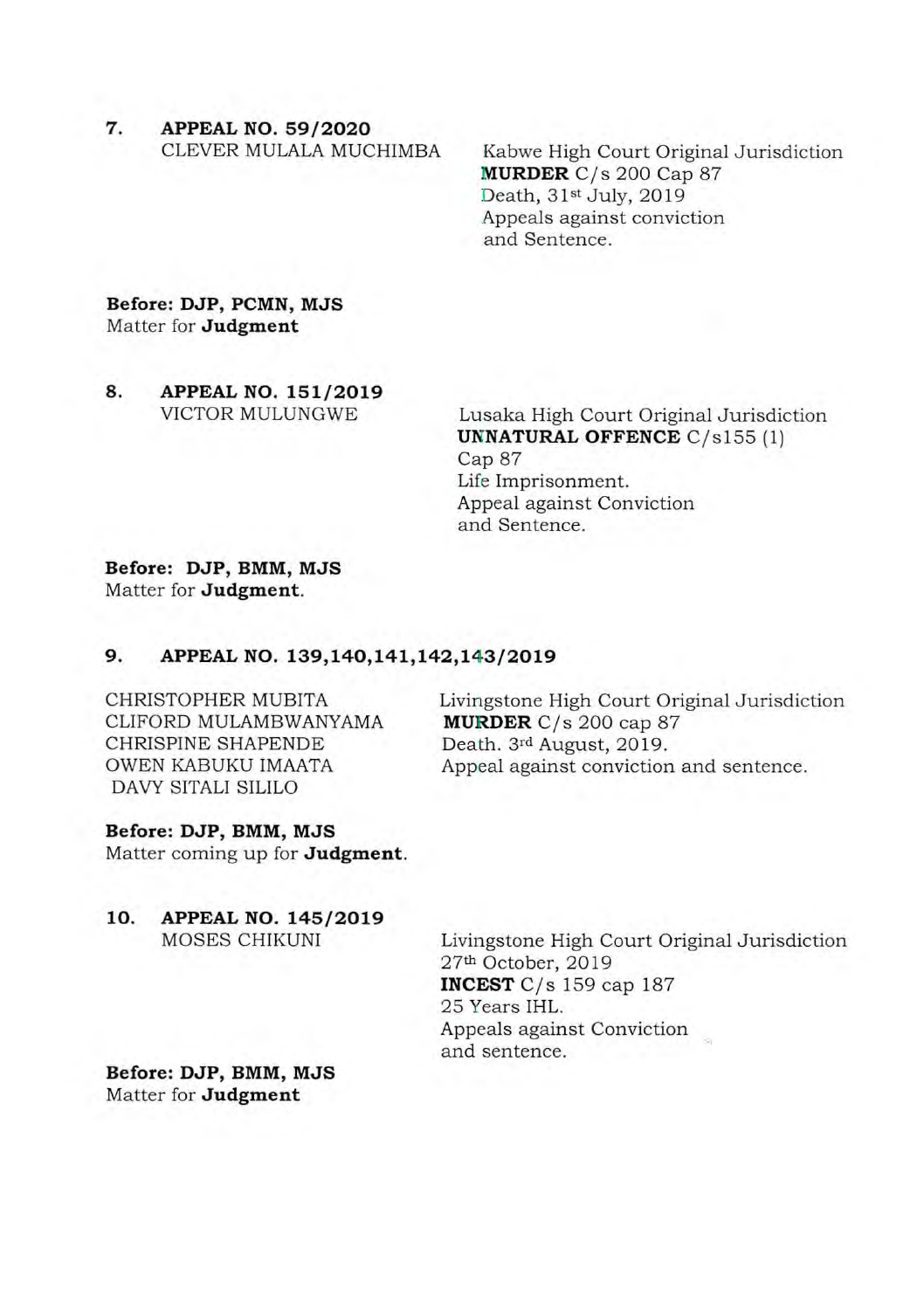**7. APPEAL NO. 59/2020**

CLEVER MULALA MUCHIMBA

Kabwe High Court Original Jurisdiction
**MURDER** C/s 200 Cap 87
Death, 31st July, 2019
Appeals against conviction and Sentence.

**Before: DJP, PCMN, MJS**
Matter for **Judgment**

**8. APPEAL NO. 151/2019**

VICTOR MULUNGWE

Lusaka High Court Original Jurisdiction
**UNNATURAL OFFENCE** C/s155 (1) Cap 87
Life Imprisonment.
Appeal against Conviction and Sentence.

**Before: DJP, BMM, MJS**
Matter for **Judgment**.

**9. APPEAL NO. 139,140,141,142,143/2019**

CHRISTOPHER MUBITA
CLIFORD MULAMBWANYAMA
CHRISPINE SHAPENDE
OWEN KABUKU IMAATA
DAVY SITALI SILILO

Livingstone High Court Original Jurisdiction
**MURDER** C/s 200 cap 87
Death. 3rd August, 2019.
Appeal against conviction and sentence.

**Before: DJP, BMM, MJS**
Matter coming up for **Judgment**.

**10. APPEAL NO. 145/2019**

MOSES CHIKUNI

Livingstone High Court Original Jurisdiction
27th October, 2019
**INCEST** C/s 159 cap 187
25 Years IHL.
Appeals against Conviction and sentence.

**Before: DJP, BMM, MJS**
Matter for **Judgment**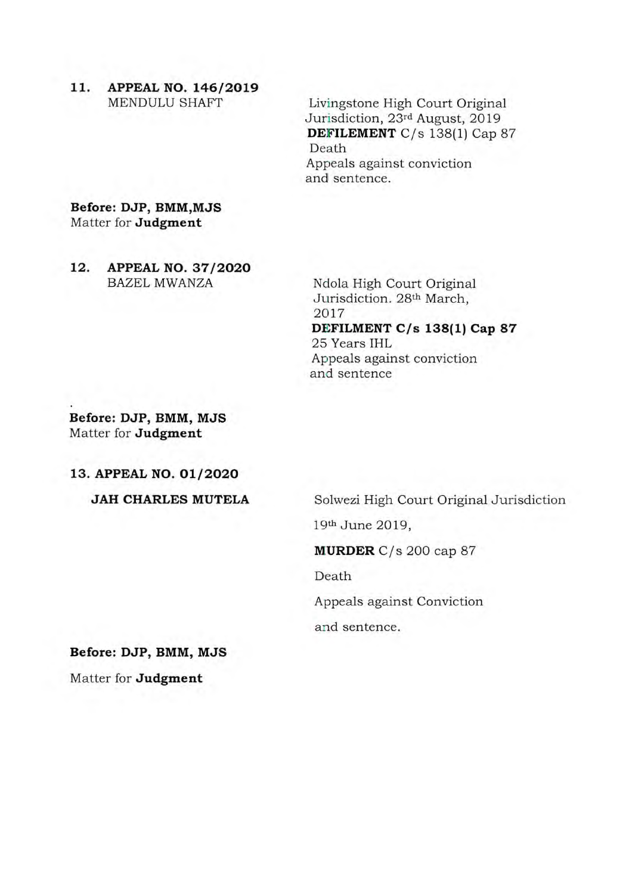**11. APPEAL NO. 146/2019**

MENDULU SHAFT

Livingstone High Court Original Jurisdiction, 23rd August, 2019
**DEFILEMENT** C/s 138(1) Cap 87
Death
Appeals against conviction and sentence.

**Before: DJP, BMM,MJS**
Matter for **Judgment**

**12. APPEAL NO. 37/2020**

BAZEL MWANZA

Ndola High Court Original Jurisdiction. 28th March, 2017
**DEFILMENT C/s 138(1) Cap 87**
25 Years IHL
Appeals against conviction and sentence

**Before: DJP, BMM, MJS**
Matter for **Judgment**

**13. APPEAL NO. 01/2020**

**JAH CHARLES MUTELA**

Solwezi High Court Original Jurisdiction

19th June 2019,

**MURDER** C/s 200 cap 87

Death

Appeals against Conviction

and sentence.

**Before: DJP, BMM, MJS**

Matter for **Judgment**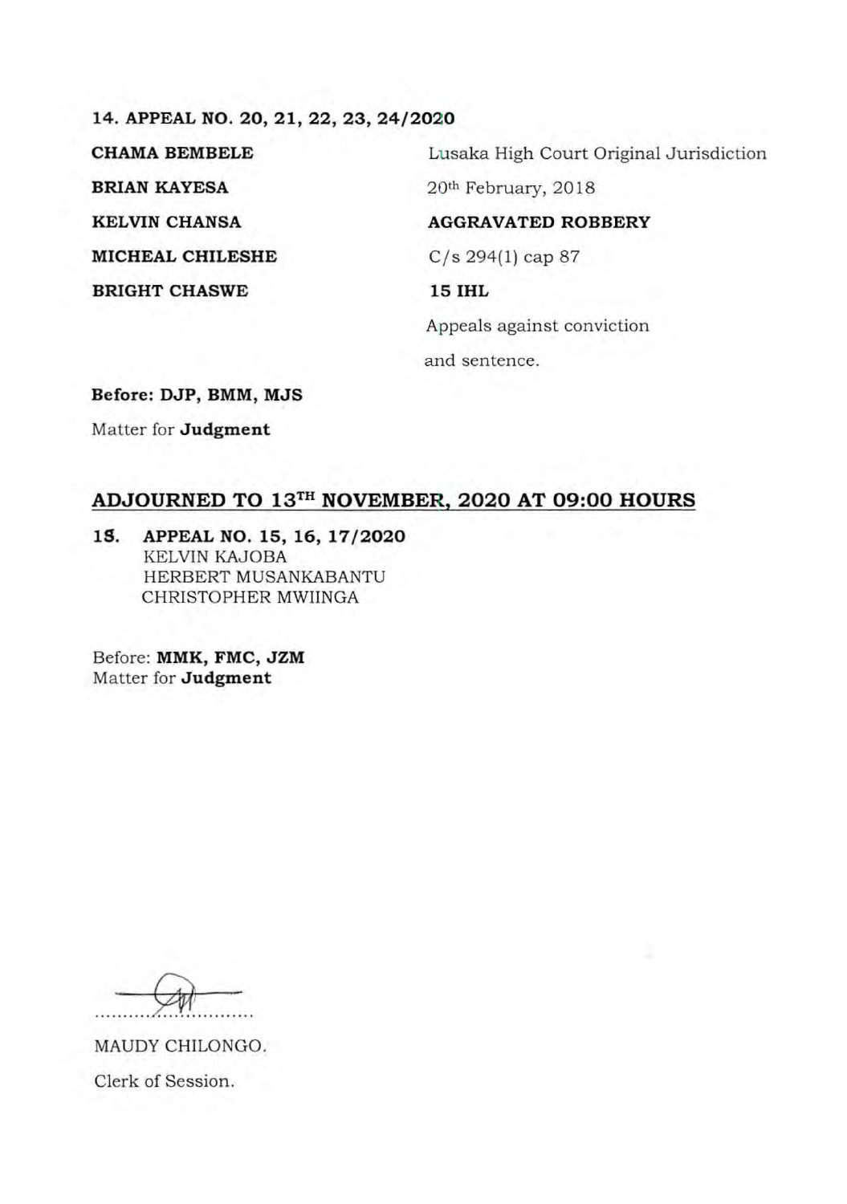**14. APPEAL NO. 20, 21, 22, 23, 24/2020**

| | |
|---|---|
| **CHAMA BEMBELE** | Lusaka High Court Original Jurisdiction |
| **BRIAN KAYESA** | 20th February, 2018 |
| **KELVIN CHANSA** | **AGGRAVATED ROBBERY** |
| **MICHEAL CHILESHE** | C/s 294(1) cap 87 |
| **BRIGHT CHASWE** | **15 IHL** |
| | Appeals against conviction and sentence. |

**Before: DJP, BMM, MJS**

Matter for **Judgment**

## ADJOURNED TO 13TH NOVEMBER, 2020 AT 09:00 HOURS

**15. APPEAL NO. 15, 16, 17/2020**

KELVIN KAJOBA
HERBERT MUSANKABANTU
CHRISTOPHER MWIINGA

Before: **MMK, FMC, JZM**
Matter for **Judgment**

MAUDY CHILONGO.

Clerk of Session.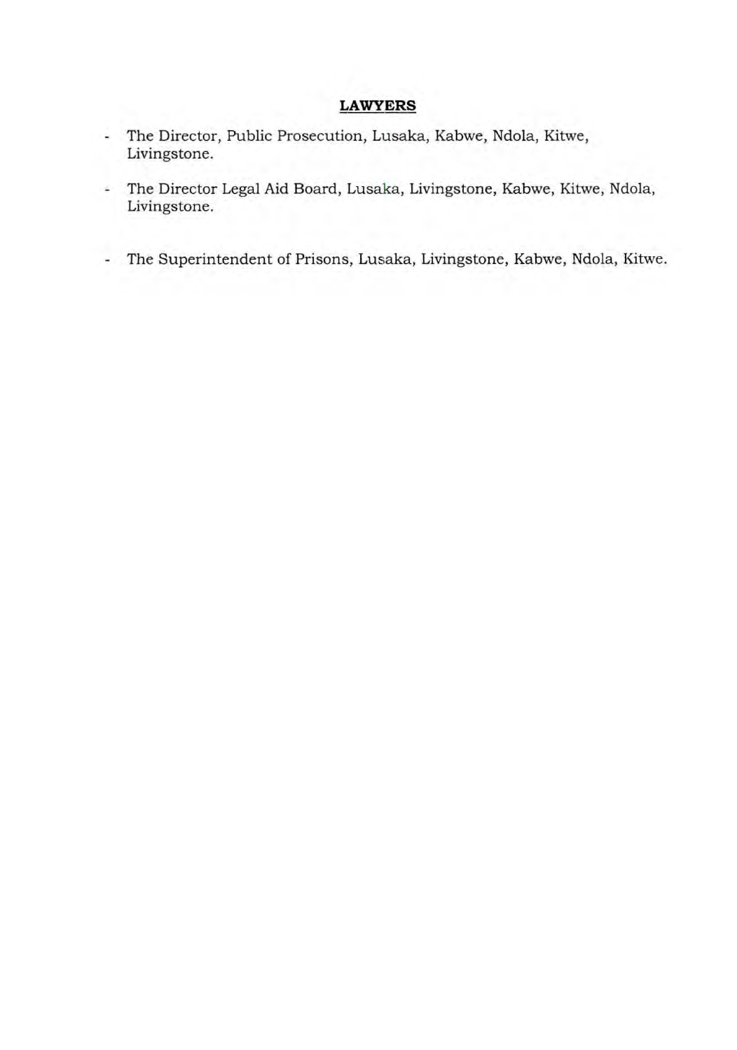**LAWYERS**

- The Director, Public Prosecution, Lusaka, Kabwe, Ndola, Kitwe, Livingstone.

- The Director Legal Aid Board, Lusaka, Livingstone, Kabwe, Kitwe, Ndola, Livingstone.

- The Superintendent of Prisons, Lusaka, Livingstone, Kabwe, Ndola, Kitwe.